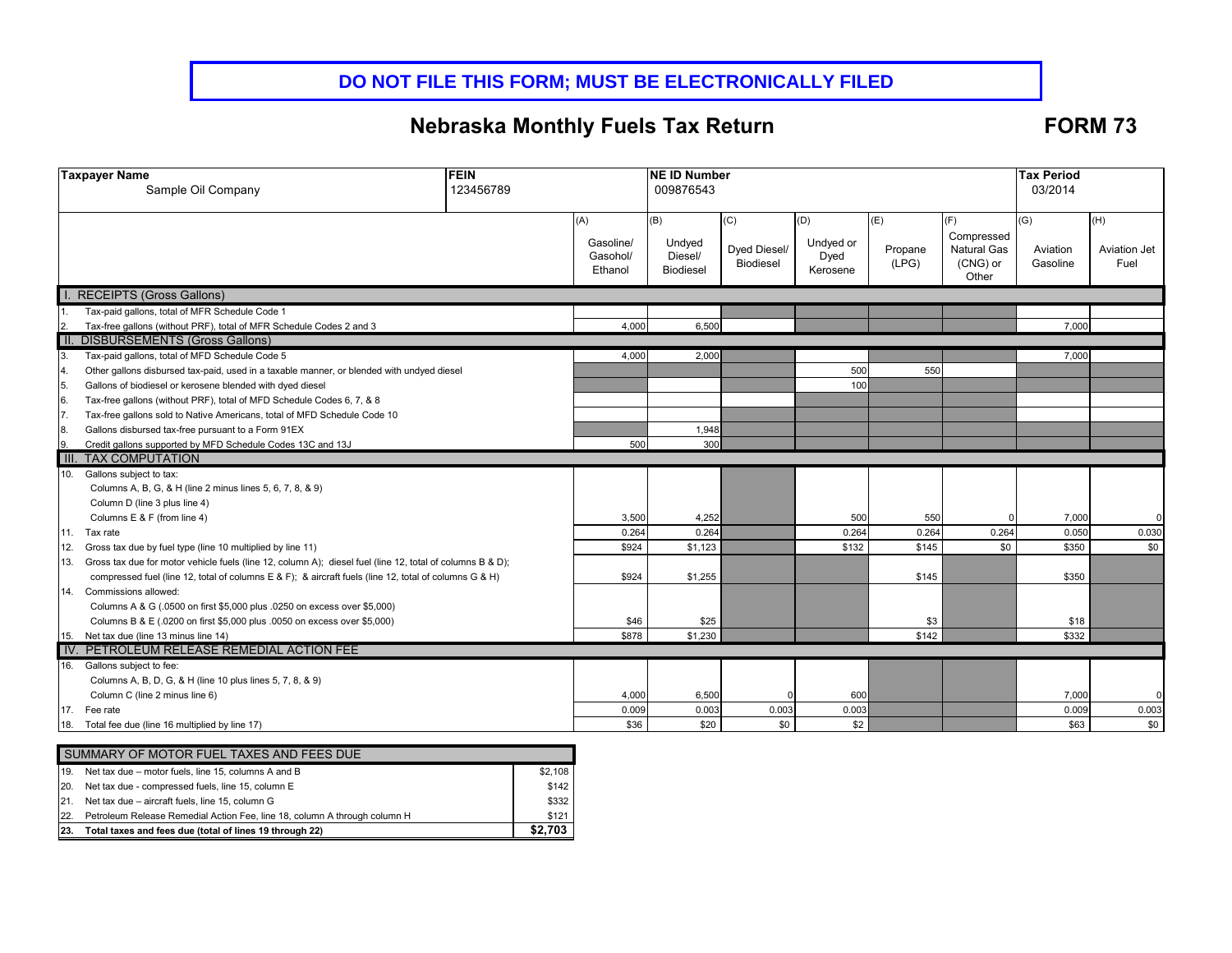**DO NOT FILE THIS FORM; MUST BE ELECTRONICALLY FILED**

# Nebraska Monthly Fuels Tax Return

**FORM 73**

| Taxpayer Name | FEIN | NE ID Number | Tax Period |
|---|---|---|---|
| Sample Oil Company | 123456789 | 009876543 | 03/2014 |

| | (A) Gasoline/ Gasohol/ Ethanol | (B) Undyed Diesel/ Biodiesel | (C) Dyed Diesel/ Biodiesel | (D) Undyed or Dyed Kerosene | (E) Propane (LPG) | (F) Compressed Natural Gas (CNG) or Other | (G) Aviation Gasoline | (H) Aviation Jet Fuel |
|---|---|---|---|---|---|---|---|---|
| **I. RECEIPTS (Gross Gallons)** | | | | | | | | |
| 1. Tax-paid gallons, total of MFR Schedule Code 1 | | | | | | | | |
| 2. Tax-free gallons (without PRF), total of MFR Schedule Codes 2 and 3 | 4,000 | 6,500 | | | | | 7,000 | |
| **II. DISBURSEMENTS (Gross Gallons)** | | | | | | | | |
| 3. Tax-paid gallons, total of MFD Schedule Code 5 | 4,000 | 2,000 | | | | | 7,000 | |
| 4. Other gallons disbursed tax-paid, used in a taxable manner, or blended with undyed diesel | | | | 500 | 550 | | | |
| 5. Gallons of biodiesel or kerosene blended with dyed diesel | | | | 100 | | | | |
| 6. Tax-free gallons (without PRF), total of MFD Schedule Codes 6, 7, & 8 | | | | | | | | |
| 7. Tax-free gallons sold to Native Americans, total of MFD Schedule Code 10 | | | | | | | | |
| 8. Gallons disbursed tax-free pursuant to a Form 91EX | | 1,948 | | | | | | |
| 9. Credit gallons supported by MFD Schedule Codes 13C and 13J | 500 | 300 | | | | | | |
| **III. TAX COMPUTATION** | | | | | | | | |
| 10. Gallons subject to tax: Columns A, B, G, & H (line 2 minus lines 5, 6, 7, 8, & 9); Column D (line 3 plus line 4); Columns E & F (from line 4) | 3,500 | 4,252 | | 500 | 550 | 0 | 7,000 | 0 |
| 11. Tax rate | 0.264 | 0.264 | | 0.264 | 0.264 | 0.264 | 0.050 | 0.030 |
| 12. Gross tax due by fuel type (line 10 multiplied by line 11) | $924 | $1,123 | | $132 | $145 | $0 | $350 | $0 |
| 13. Gross tax due for motor vehicle fuels (line 12, column A); diesel fuel (line 12, total of columns B & D); compressed fuel (line 12, total of columns E & F); & aircraft fuels (line 12, total of columns G & H) | $924 | $1,255 | | | $145 | | $350 | |
| 14. Commissions allowed: Columns A & G (.0500 on first $5,000 plus .0250 on excess over $5,000); Columns B & E (.0200 on first $5,000 plus .0050 on excess over $5,000) | $46 | $25 | | | $3 | | $18 | |
| 15. Net tax due (line 13 minus line 14) | $878 | $1,230 | | | $142 | | $332 | |
| **IV. PETROLEUM RELEASE REMEDIAL ACTION FEE** | | | | | | | | |
| 16. Gallons subject to fee: Columns A, B, D, G, & H (line 10 plus lines 5, 7, 8, & 9); Column C (line 2 minus line 6) | 4,000 | 6,500 | 0 | 600 | | | 7,000 | 0 |
| 17. Fee rate | 0.009 | 0.003 | 0.003 | 0.003 | | | 0.009 | 0.003 |
| 18. Total fee due (line 16 multiplied by line 17) | $36 | $20 | $0 | $2 | | | $63 | $0 |

| SUMMARY OF MOTOR FUEL TAXES AND FEES DUE | |
|---|---|
| 19. Net tax due – motor fuels, line 15, columns A and B | $2,108 |
| 20. Net tax due - compressed fuels, line 15, column E | $142 |
| 21. Net tax due – aircraft fuels, line 15, column G | $332 |
| 22. Petroleum Release Remedial Action Fee, line 18, column A through column H | $121 |
| **23. Total taxes and fees due (total of lines 19 through 22)** | **$2,703** |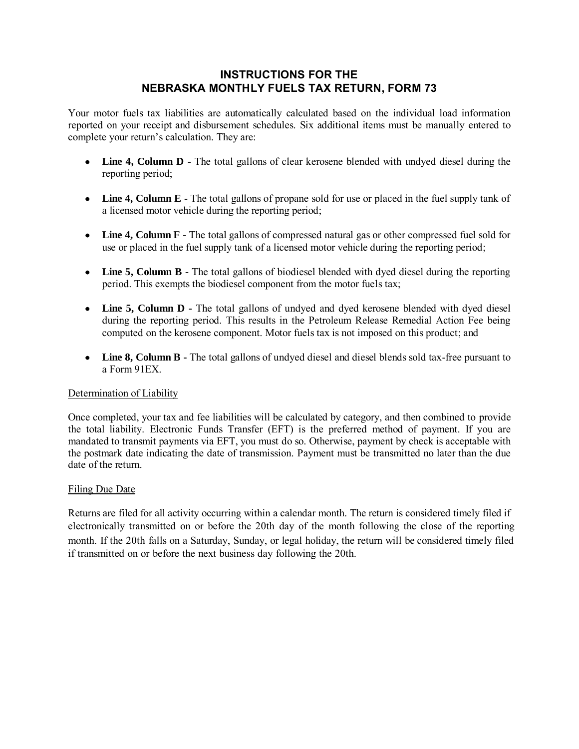# INSTRUCTIONS FOR THE NEBRASKA MONTHLY FUELS TAX RETURN, FORM 73

Your motor fuels tax liabilities are automatically calculated based on the individual load information reported on your receipt and disbursement schedules. Six additional items must be manually entered to complete your return's calculation. They are:

- **Line 4, Column D -** The total gallons of clear kerosene blended with undyed diesel during the reporting period;
- **Line 4, Column E -** The total gallons of propane sold for use or placed in the fuel supply tank of a licensed motor vehicle during the reporting period;
- **Line 4, Column F -** The total gallons of compressed natural gas or other compressed fuel sold for use or placed in the fuel supply tank of a licensed motor vehicle during the reporting period;
- **Line 5, Column B -** The total gallons of biodiesel blended with dyed diesel during the reporting period. This exempts the biodiesel component from the motor fuels tax;
- **Line 5, Column D -** The total gallons of undyed and dyed kerosene blended with dyed diesel during the reporting period. This results in the Petroleum Release Remedial Action Fee being computed on the kerosene component. Motor fuels tax is not imposed on this product; and
- **Line 8, Column B -** The total gallons of undyed diesel and diesel blends sold tax-free pursuant to a Form 91EX.

## Determination of Liability

Once completed, your tax and fee liabilities will be calculated by category, and then combined to provide the total liability. Electronic Funds Transfer (EFT) is the preferred method of payment. If you are mandated to transmit payments via EFT, you must do so. Otherwise, payment by check is acceptable with the postmark date indicating the date of transmission. Payment must be transmitted no later than the due date of the return.

## Filing Due Date

Returns are filed for all activity occurring within a calendar month. The return is considered timely filed if electronically transmitted on or before the 20th day of the month following the close of the reporting month. If the 20th falls on a Saturday, Sunday, or legal holiday, the return will be considered timely filed if transmitted on or before the next business day following the 20th.